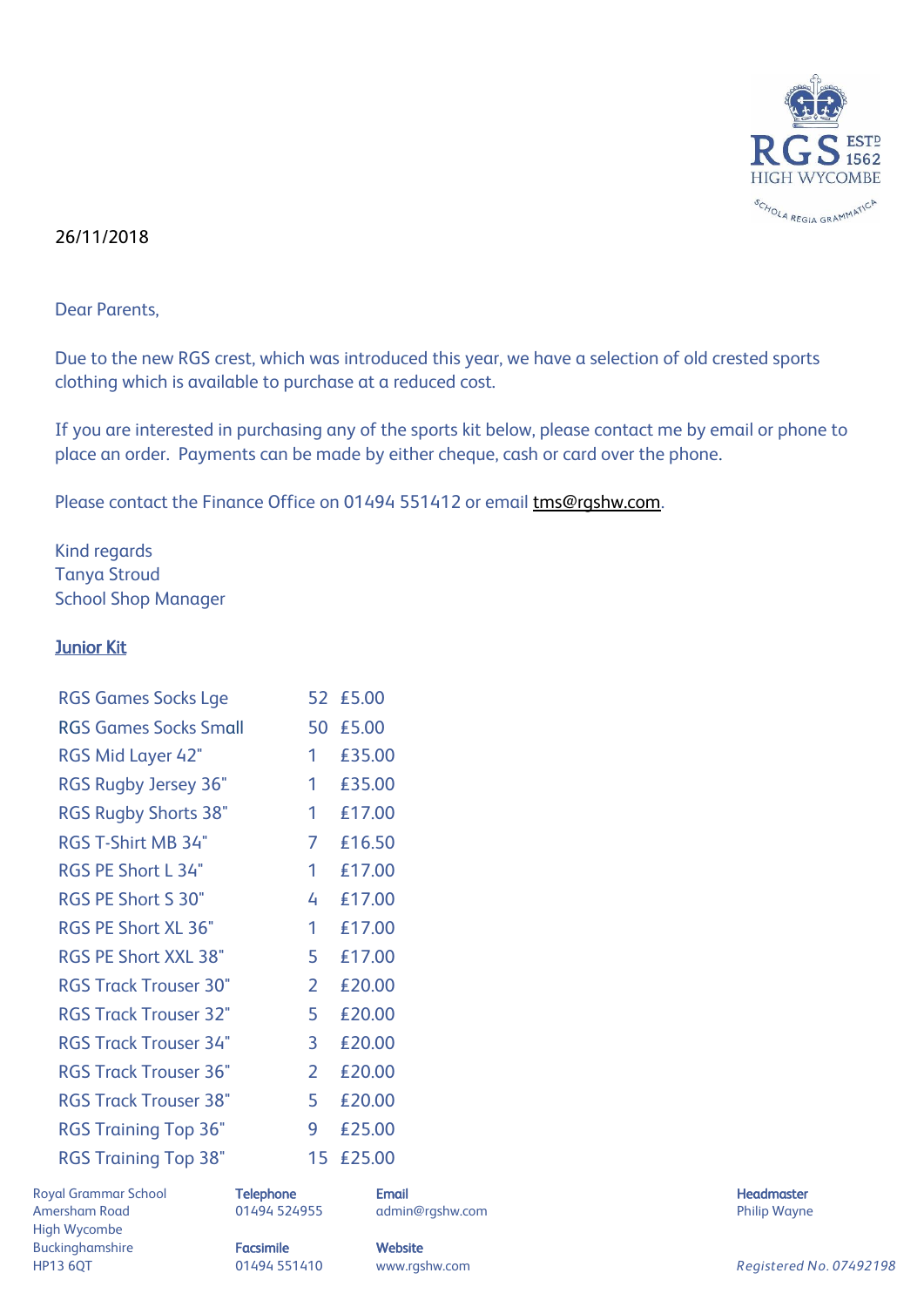RGS ESTD 1562
HIGH WYCOMBE
SCHOLA REGIA GRAMMATICA

26/11/2018

Dear Parents,

Due to the new RGS crest, which was introduced this year, we have a selection of old crested sports clothing which is available to purchase at a reduced cost.

If you are interested in purchasing any of the sports kit below, please contact me by email or phone to place an order. Payments can be made by either cheque, cash or card over the phone.

Please contact the Finance Office on 01494 551412 or email tms@rgshw.com.

Kind regards
Tanya Stroud
School Shop Manager

## Junior Kit

| Item | Qty | Price |
|---|---|---|
| RGS Games Socks Lge | 52 | £5.00 |
| RGS Games Socks Small | 50 | £5.00 |
| RGS Mid Layer 42" | 1 | £35.00 |
| RGS Rugby Jersey 36" | 1 | £35.00 |
| RGS Rugby Shorts 38" | 1 | £17.00 |
| RGS T-Shirt MB 34" | 7 | £16.50 |
| RGS PE Short L 34" | 1 | £17.00 |
| RGS PE Short S 30" | 4 | £17.00 |
| RGS PE Short XL 36" | 1 | £17.00 |
| RGS PE Short XXL 38" | 5 | £17.00 |
| RGS Track Trouser 30" | 2 | £20.00 |
| RGS Track Trouser 32" | 5 | £20.00 |
| RGS Track Trouser 34" | 3 | £20.00 |
| RGS Track Trouser 36" | 2 | £20.00 |
| RGS Track Trouser 38" | 5 | £20.00 |
| RGS Training Top 36" | 9 | £25.00 |
| RGS Training Top 38" | 15 | £25.00 |

Royal Grammar School
Amersham Road
High Wycombe
Buckinghamshire
HP13 6QT

**Telephone**
01494 524955

**Facsimile**
01494 551410

**Email**
admin@rgshw.com

**Website**
www.rgshw.com

**Headmaster**
Philip Wayne

*Registered No. 07492198*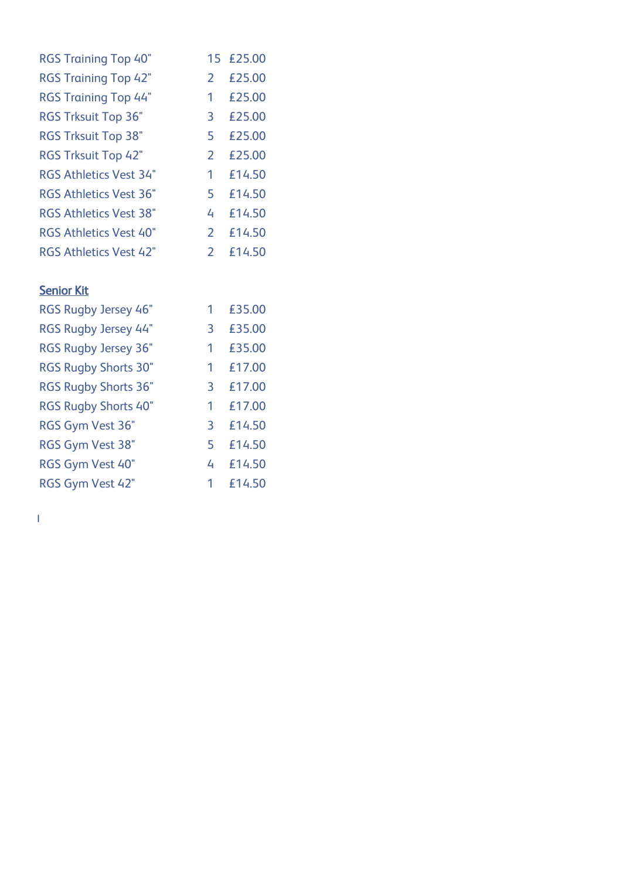| | | |
|---|---|---|
| RGS Training Top 40" | 15 | £25.00 |
| RGS Training Top 42" | 2 | £25.00 |
| RGS Training Top 44" | 1 | £25.00 |
| RGS Trksuit Top 36" | 3 | £25.00 |
| RGS Trksuit Top 38" | 5 | £25.00 |
| RGS Trksuit Top 42" | 2 | £25.00 |
| RGS Athletics Vest 34" | 1 | £14.50 |
| RGS Athletics Vest 36" | 5 | £14.50 |
| RGS Athletics Vest 38" | 4 | £14.50 |
| RGS Athletics Vest 40" | 2 | £14.50 |
| RGS Athletics Vest 42" | 2 | £14.50 |

**Senior Kit**

| | | |
|---|---|---|
| RGS Rugby Jersey 46" | 1 | £35.00 |
| RGS Rugby Jersey 44" | 3 | £35.00 |
| RGS Rugby Jersey 36" | 1 | £35.00 |
| RGS Rugby Shorts 30" | 1 | £17.00 |
| RGS Rugby Shorts 36" | 3 | £17.00 |
| RGS Rugby Shorts 40" | 1 | £17.00 |
| RGS Gym Vest 36" | 3 | £14.50 |
| RGS Gym Vest 38" | 5 | £14.50 |
| RGS Gym Vest 40" | 4 | £14.50 |
| RGS Gym Vest 42" | 1 | £14.50 |